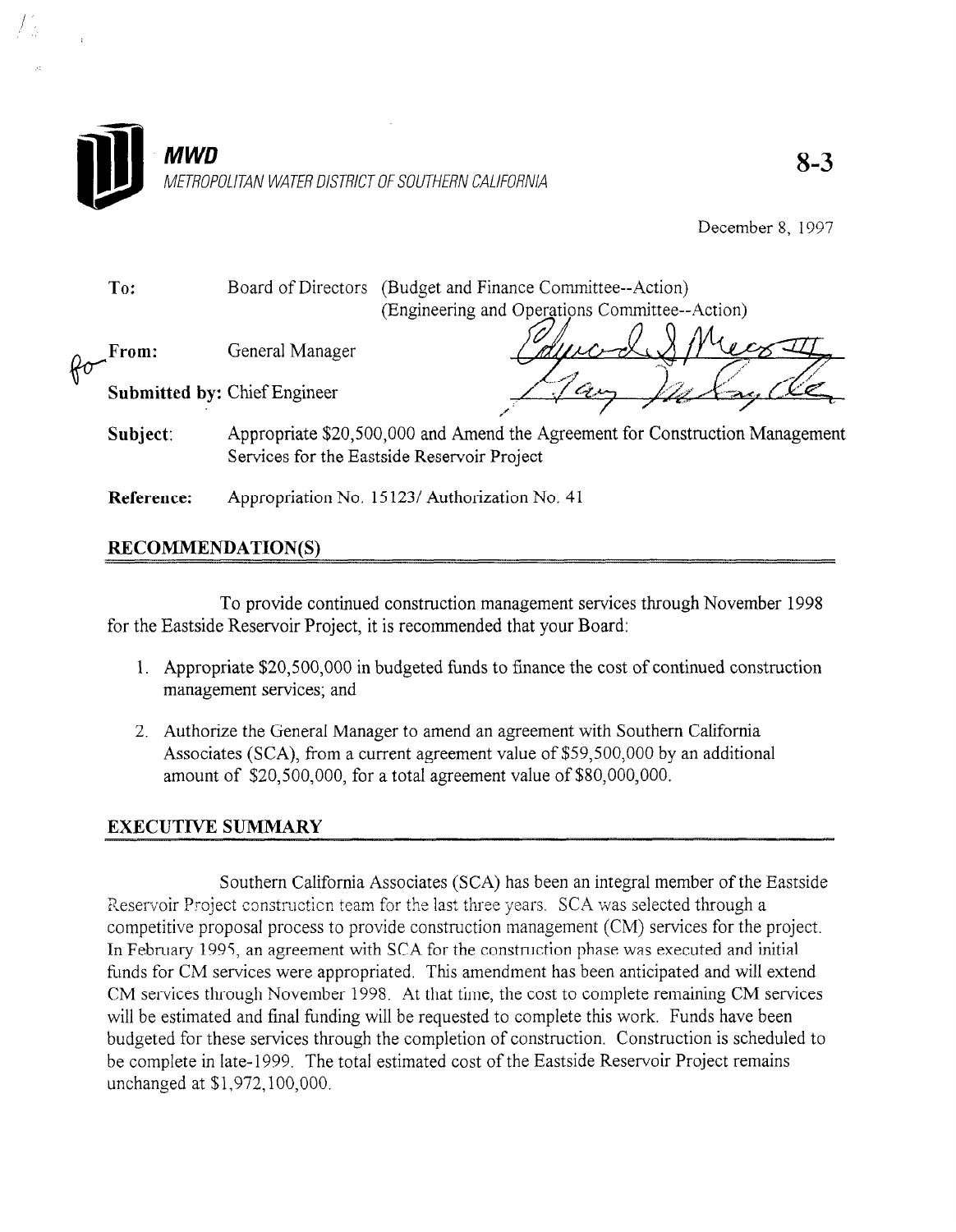**MWD**
*METROPOLITAN WATER DISTRICT OF SOUTHERN CALIFORNIA*

8-3

December 8, 1997

**To:** Board of Directors (Budget and Finance Committee--Action)
(Engineering and Operations Committee--Action)

**From:** General Manager

**Submitted by:** Chief Engineer

**Subject:** Appropriate $20,500,000 and Amend the Agreement for Construction Management Services for the Eastside Reservoir Project

**Reference:** Appropriation No. 15123/ Authorization No. 41

## RECOMMENDATION(S)

To provide continued construction management services through November 1998 for the Eastside Reservoir Project, it is recommended that your Board:

1. Appropriate $20,500,000 in budgeted funds to finance the cost of continued construction management services; and
2. Authorize the General Manager to amend an agreement with Southern California Associates (SCA), from a current agreement value of $59,500,000 by an additional amount of $20,500,000, for a total agreement value of $80,000,000.

## EXECUTIVE SUMMARY

Southern California Associates (SCA) has been an integral member of the Eastside Reservoir Project construction team for the last three years. SCA was selected through a competitive proposal process to provide construction management (CM) services for the project. In February 1995, an agreement with SCA for the construction phase was executed and initial funds for CM services were appropriated. This amendment has been anticipated and will extend CM services through November 1998. At that time, the cost to complete remaining CM services will be estimated and final funding will be requested to complete this work. Funds have been budgeted for these services through the completion of construction. Construction is scheduled to be complete in late-1999. The total estimated cost of the Eastside Reservoir Project remains unchanged at $1,972,100,000.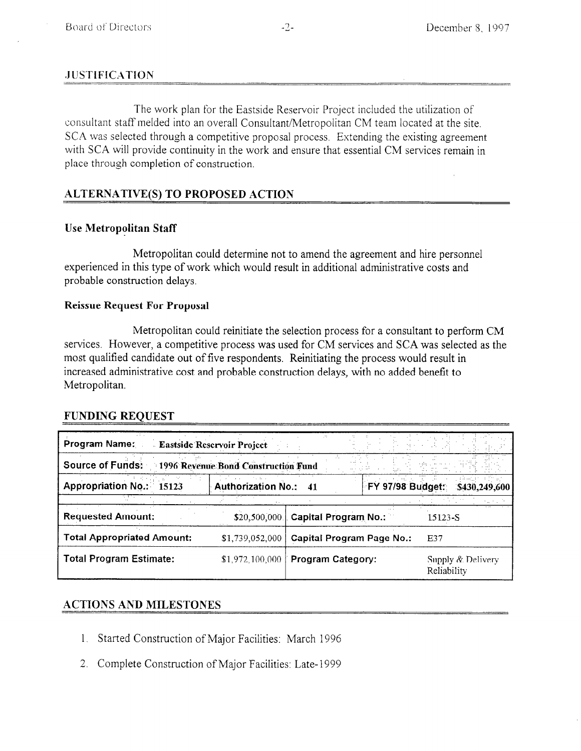## JUSTIFICATION

The work plan for the Eastside Reservoir Project included the utilization of consultant staff melded into an overall Consultant/Metropolitan CM team located at the site. SCA was selected through a competitive proposal process. Extending the existing agreement with SCA will provide continuity in the work and ensure that essential CM services remain in place through completion of construction.

## ALTERNATIVE(S) TO PROPOSED ACTION

### Use Metropolitan Staff

Metropolitan could determine not to amend the agreement and hire personnel experienced in this type of work which would result in additional administrative costs and probable construction delays.

### Reissue Request For Proposal

Metropolitan could reinitiate the selection process for a consultant to perform CM services. However, a competitive process was used for CM services and SCA was selected as the most qualified candidate out of five respondents. Reinitiating the process would result in increased administrative cost and probable construction delays, with no added benefit to Metropolitan.

## FUNDING REQUEST

| **Program Name:** Eastside Reservoir Project | | | |
|---|---|---|---|
| **Source of Funds:** 1996 Revenue Bond Construction Fund | | | |
| **Appropriation No.:** 15123 | **Authorization No.:** 41 | **FY 97/98 Budget:** $430,249,600 | |
| **Requested Amount:** | $20,500,000 | **Capital Program No.:** | 15123-S |
| **Total Appropriated Amount:** | $1,739,052,000 | **Capital Program Page No.:** | E37 |
| **Total Program Estimate:** | $1,972,100,000 | **Program Category:** | Supply & Delivery Reliability |

## ACTIONS AND MILESTONES

1. Started Construction of Major Facilities: March 1996
2. Complete Construction of Major Facilities: Late-1999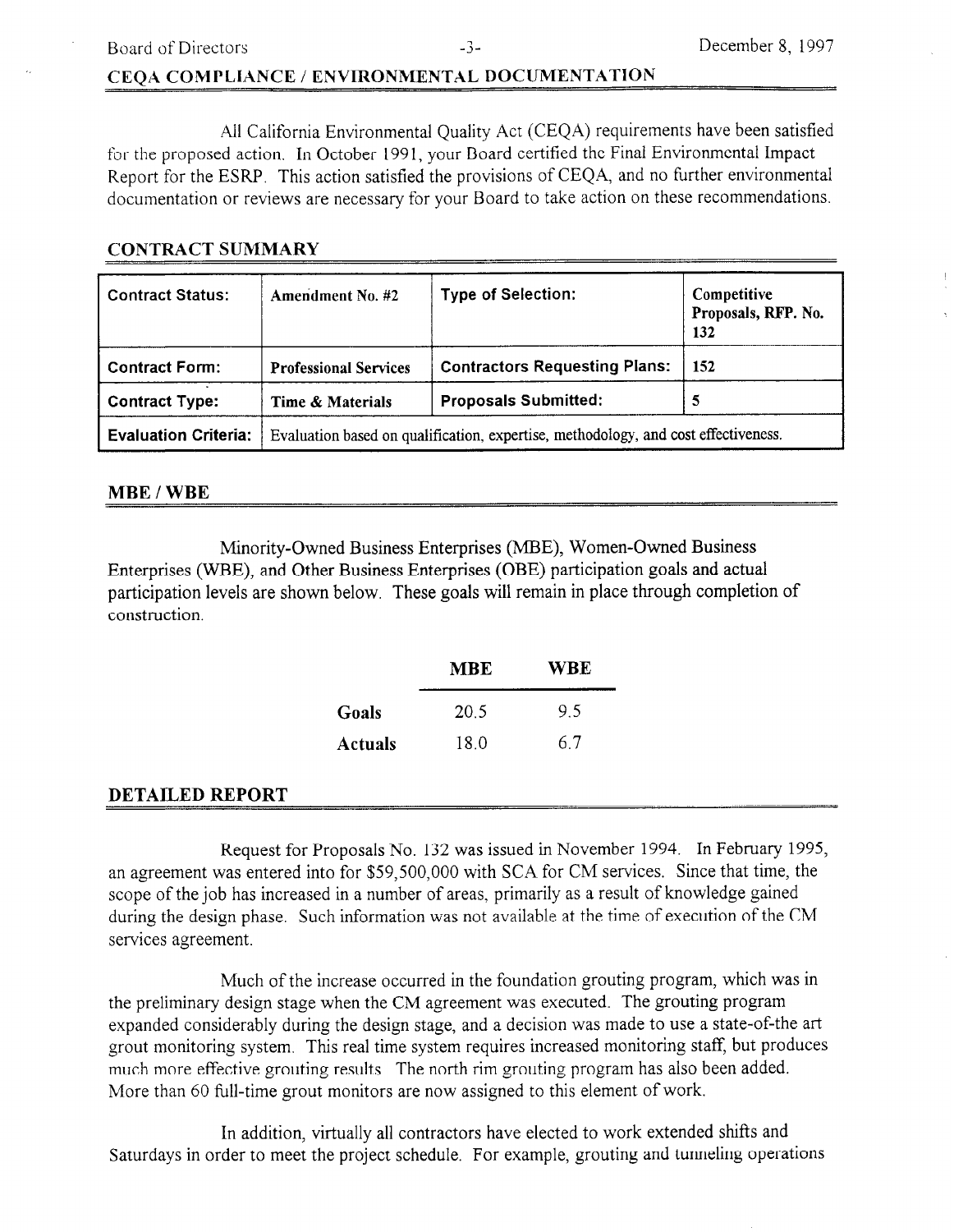## CEQA COMPLIANCE / ENVIRONMENTAL DOCUMENTATION

All California Environmental Quality Act (CEQA) requirements have been satisfied for the proposed action. In October 1991, your Board certified the Final Environmental Impact Report for the ESRP. This action satisfied the provisions of CEQA, and no further environmental documentation or reviews are necessary for your Board to take action on these recommendations.

## CONTRACT SUMMARY

| **Contract Status:** | **Amendment No. #2** | **Type of Selection:** | **Competitive Proposals, RFP. No. 132** |
|---|---|---|---|
| **Contract Form:** | **Professional Services** | **Contractors Requesting Plans:** | **152** |
| **Contract Type:** | **Time & Materials** | **Proposals Submitted:** | **5** |
| **Evaluation Criteria:** | Evaluation based on qualification, expertise, methodology, and cost effectiveness. | | |

## MBE / WBE

Minority-Owned Business Enterprises (MBE), Women-Owned Business Enterprises (WBE), and Other Business Enterprises (OBE) participation goals and actual participation levels are shown below. These goals will remain in place through completion of construction.

| | **MBE** | **WBE** |
|---|---|---|
| **Goals** | 20.5 | 9.5 |
| **Actuals** | 18.0 | 6.7 |

## DETAILED REPORT

Request for Proposals No. 132 was issued in November 1994. In February 1995, an agreement was entered into for $59,500,000 with SCA for CM services. Since that time, the scope of the job has increased in a number of areas, primarily as a result of knowledge gained during the design phase. Such information was not available at the time of execution of the CM services agreement.

Much of the increase occurred in the foundation grouting program, which was in the preliminary design stage when the CM agreement was executed. The grouting program expanded considerably during the design stage, and a decision was made to use a state-of-the art grout monitoring system. This real time system requires increased monitoring staff, but produces much more effective grouting results The north rim grouting program has also been added. More than 60 full-time grout monitors are now assigned to this element of work.

In addition, virtually all contractors have elected to work extended shifts and Saturdays in order to meet the project schedule. For example, grouting and tunneling operations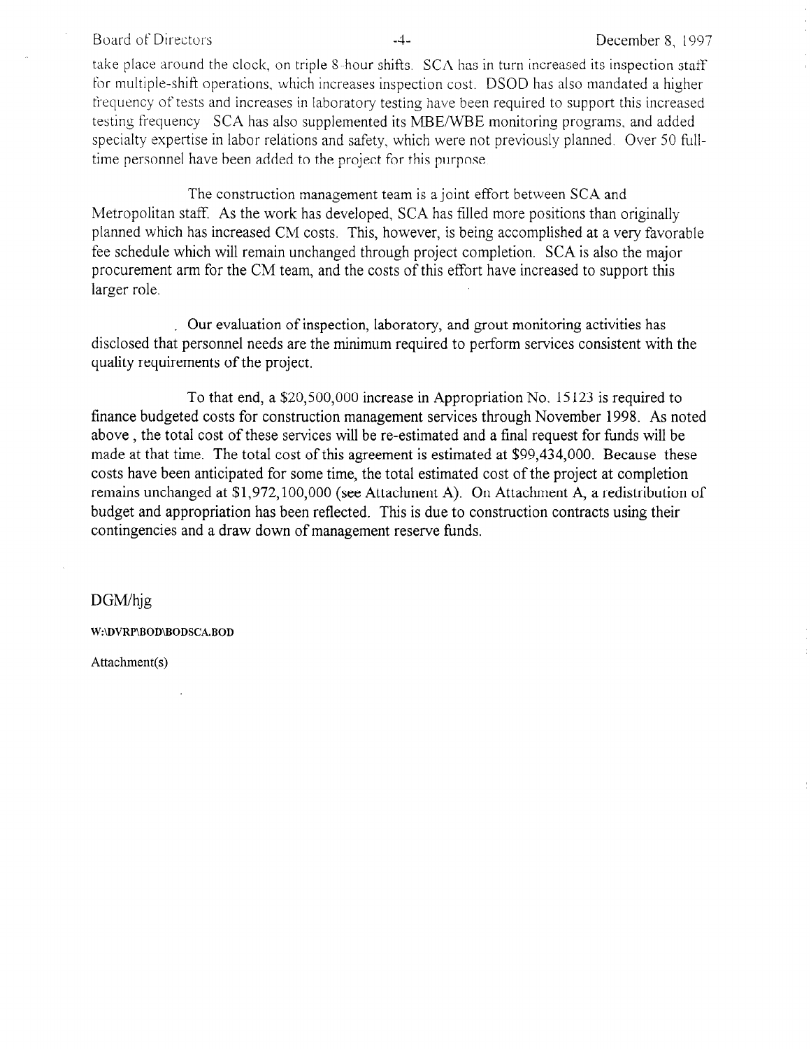take place around the clock, on triple 8-hour shifts. SCA has in turn increased its inspection staff for multiple-shift operations, which increases inspection cost. DSOD has also mandated a higher frequency of tests and increases in laboratory testing have been required to support this increased testing frequency SCA has also supplemented its MBE/WBE monitoring programs, and added specialty expertise in labor relations and safety, which were not previously planned. Over 50 full-time personnel have been added to the project for this purpose.

The construction management team is a joint effort between SCA and Metropolitan staff. As the work has developed, SCA has filled more positions than originally planned which has increased CM costs. This, however, is being accomplished at a very favorable fee schedule which will remain unchanged through project completion. SCA is also the major procurement arm for the CM team, and the costs of this effort have increased to support this larger role.

Our evaluation of inspection, laboratory, and grout monitoring activities has disclosed that personnel needs are the minimum required to perform services consistent with the quality requirements of the project.

To that end, a $20,500,000 increase in Appropriation No. 15123 is required to finance budgeted costs for construction management services through November 1998. As noted above , the total cost of these services will be re-estimated and a final request for funds will be made at that time. The total cost of this agreement is estimated at $99,434,000. Because these costs have been anticipated for some time, the total estimated cost of the project at completion remains unchanged at $1,972,100,000 (see Attachment A). On Attachment A, a redistribution of budget and appropriation has been reflected. This is due to construction contracts using their contingencies and a draw down of management reserve funds.

DGM/hjg

W:\DVRP\BOD\BODSCA.BOD

Attachment(s)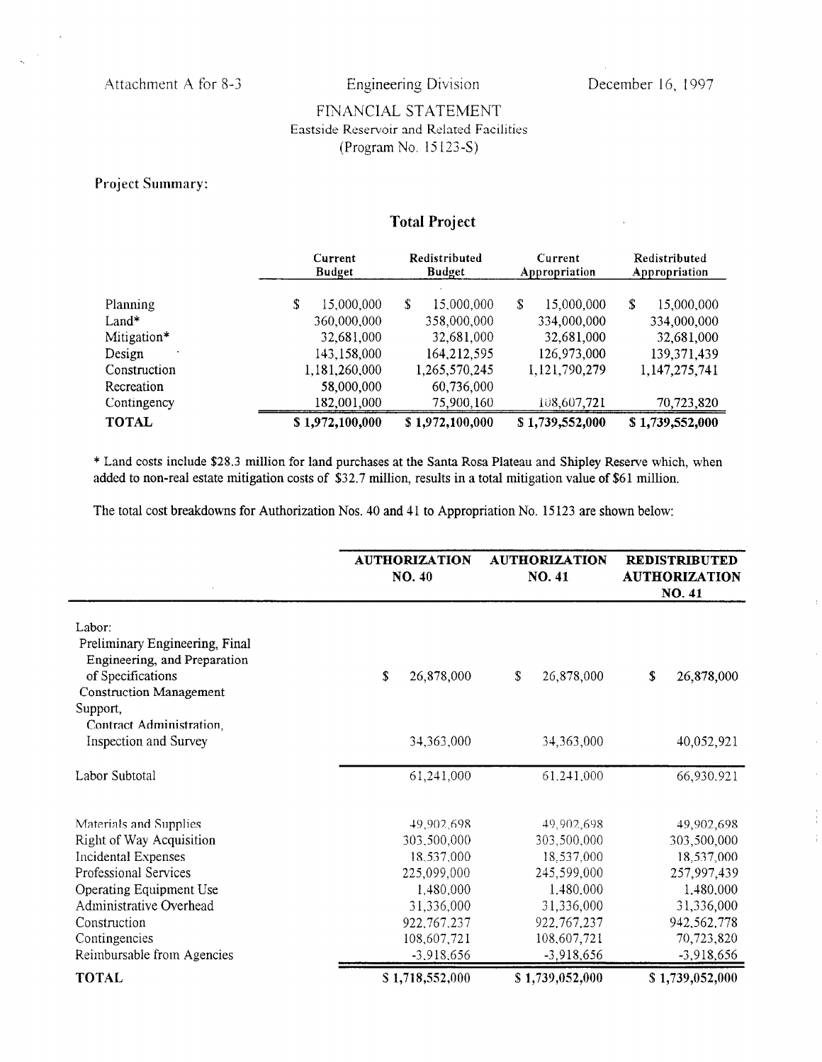Attachment A for 8-3 | Engineering Division | December 16, 1997

# FINANCIAL STATEMENT

Eastside Reservoir and Related Facilities

(Program No. 15123-S)

**Project Summary:**

## Total Project

| | Current Budget | Redistributed Budget | Current Appropriation | Redistributed Appropriation |
|---|---|---|---|---|
| Planning | $ 15,000,000 | $ 15,000,000 | $ 15,000,000 | $ 15,000,000 |
| Land* | 360,000,000 | 358,000,000 | 334,000,000 | 334,000,000 |
| Mitigation* | 32,681,000 | 32,681,000 | 32,681,000 | 32,681,000 |
| Design | 143,158,000 | 164,212,595 | 126,973,000 | 139,371,439 |
| Construction | 1,181,260,000 | 1,265,570,245 | 1,121,790,279 | 1,147,275,741 |
| Recreation | 58,000,000 | 60,736,000 | | |
| Contingency | 182,001,000 | 75,900,160 | 108,607,721 | 70,723,820 |
| **TOTAL** | **$ 1,972,100,000** | **$ 1,972,100,000** | **$ 1,739,552,000** | **$ 1,739,552,000** |

* Land costs include $28.3 million for land purchases at the Santa Rosa Plateau and Shipley Reserve which, when added to non-real estate mitigation costs of $32.7 million, results in a total mitigation value of $61 million.

The total cost breakdowns for Authorization Nos. 40 and 41 to Appropriation No. 15123 are shown below:

| | AUTHORIZATION NO. 40 | AUTHORIZATION NO. 41 | REDISTRIBUTED AUTHORIZATION NO. 41 |
|---|---|---|---|
| Labor: | | | |
| Preliminary Engineering, Final Engineering, and Preparation of Specifications | $ 26,878,000 | $ 26,878,000 | $ 26,878,000 |
| Construction Management Support, Contract Administration, Inspection and Survey | 34,363,000 | 34,363,000 | 40,052,921 |
| Labor Subtotal | 61,241,000 | 61,241,000 | 66,930,921 |
| Materials and Supplies | 49,902,698 | 49,902,698 | 49,902,698 |
| Right of Way Acquisition | 303,500,000 | 303,500,000 | 303,500,000 |
| Incidental Expenses | 18,537,000 | 18,537,000 | 18,537,000 |
| Professional Services | 225,099,000 | 245,599,000 | 257,997,439 |
| Operating Equipment Use | 1,480,000 | 1,480,000 | 1,480,000 |
| Administrative Overhead | 31,336,000 | 31,336,000 | 31,336,000 |
| Construction | 922,767,237 | 922,767,237 | 942,562,778 |
| Contingencies | 108,607,721 | 108,607,721 | 70,723,820 |
| Reimbursable from Agencies | -3,918,656 | -3,918,656 | -3,918,656 |
| **TOTAL** | **$ 1,718,552,000** | **$ 1,739,052,000** | **$ 1,739,052,000** |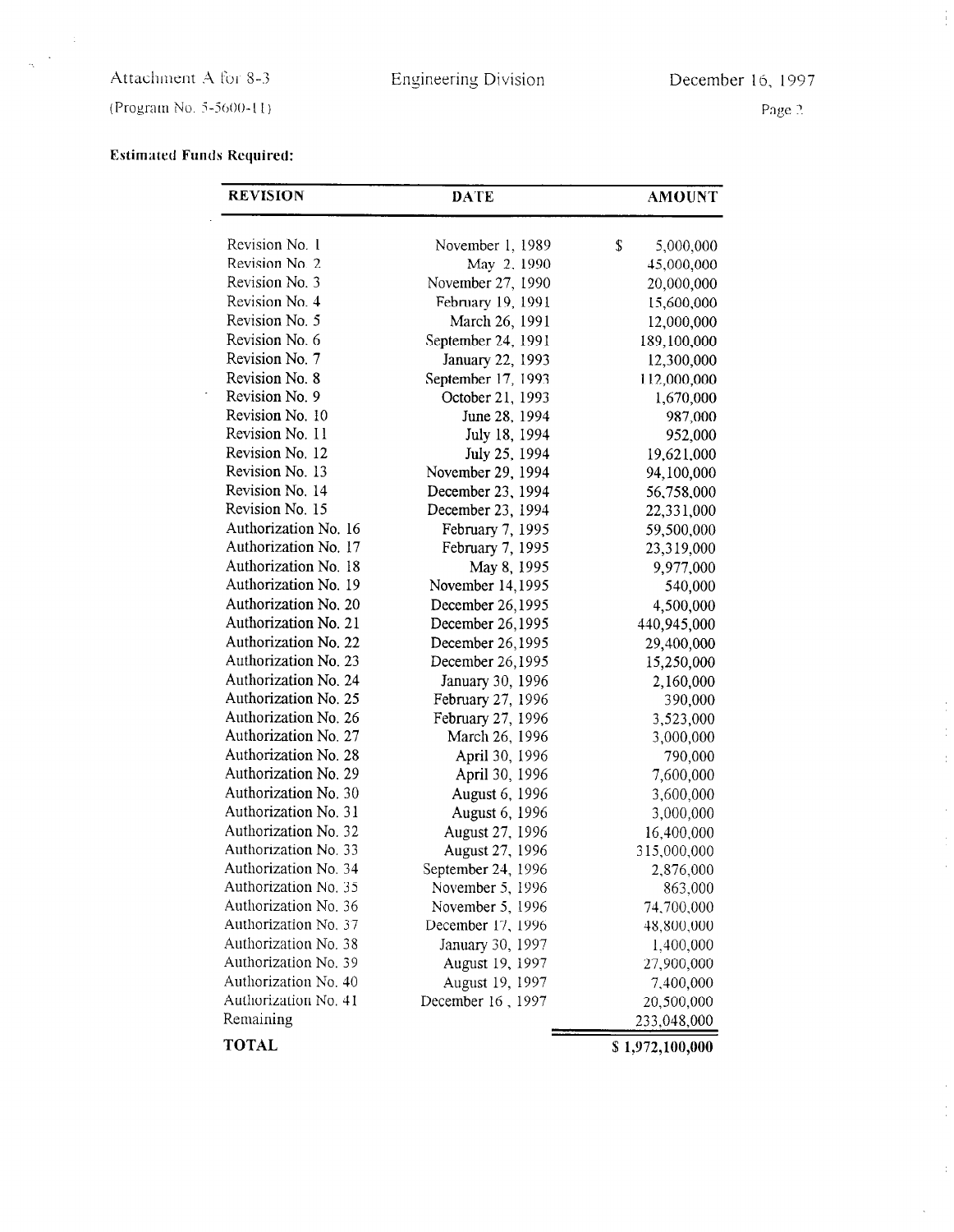Attachment A for 8-3 | Engineering Division | December 16, 1997

(Program No. 5-5600-11)

**Estimated Funds Required:**

| REVISION | DATE | AMOUNT |
|---|---|---|
| Revision No. 1 | November 1, 1989 | $ 5,000,000 |
| Revision No. 2 | May 2, 1990 | 45,000,000 |
| Revision No. 3 | November 27, 1990 | 20,000,000 |
| Revision No. 4 | February 19, 1991 | 15,600,000 |
| Revision No. 5 | March 26, 1991 | 12,000,000 |
| Revision No. 6 | September 24, 1991 | 189,100,000 |
| Revision No. 7 | January 22, 1993 | 12,300,000 |
| Revision No. 8 | September 17, 1993 | 112,000,000 |
| Revision No. 9 | October 21, 1993 | 1,670,000 |
| Revision No. 10 | June 28, 1994 | 987,000 |
| Revision No. 11 | July 18, 1994 | 952,000 |
| Revision No. 12 | July 25, 1994 | 19,621,000 |
| Revision No. 13 | November 29, 1994 | 94,100,000 |
| Revision No. 14 | December 23, 1994 | 56,758,000 |
| Revision No. 15 | December 23, 1994 | 22,331,000 |
| Authorization No. 16 | February 7, 1995 | 59,500,000 |
| Authorization No. 17 | February 7, 1995 | 23,319,000 |
| Authorization No. 18 | May 8, 1995 | 9,977,000 |
| Authorization No. 19 | November 14,1995 | 540,000 |
| Authorization No. 20 | December 26,1995 | 4,500,000 |
| Authorization No. 21 | December 26,1995 | 440,945,000 |
| Authorization No. 22 | December 26,1995 | 29,400,000 |
| Authorization No. 23 | December 26,1995 | 15,250,000 |
| Authorization No. 24 | January 30, 1996 | 2,160,000 |
| Authorization No. 25 | February 27, 1996 | 390,000 |
| Authorization No. 26 | February 27, 1996 | 3,523,000 |
| Authorization No. 27 | March 26, 1996 | 3,000,000 |
| Authorization No. 28 | April 30, 1996 | 790,000 |
| Authorization No. 29 | April 30, 1996 | 7,600,000 |
| Authorization No. 30 | August 6, 1996 | 3,600,000 |
| Authorization No. 31 | August 6, 1996 | 3,000,000 |
| Authorization No. 32 | August 27, 1996 | 16,400,000 |
| Authorization No. 33 | August 27, 1996 | 315,000,000 |
| Authorization No. 34 | September 24, 1996 | 2,876,000 |
| Authorization No. 35 | November 5, 1996 | 863,000 |
| Authorization No. 36 | November 5, 1996 | 74,700,000 |
| Authorization No. 37 | December 17, 1996 | 48,800,000 |
| Authorization No. 38 | January 30, 1997 | 1,400,000 |
| Authorization No. 39 | August 19, 1997 | 27,900,000 |
| Authorization No. 40 | August 19, 1997 | 7,400,000 |
| Authorization No. 41 | December 16 , 1997 | 20,500,000 |
| Remaining | | 233,048,000 |
| **TOTAL** | | **$ 1,972,100,000** |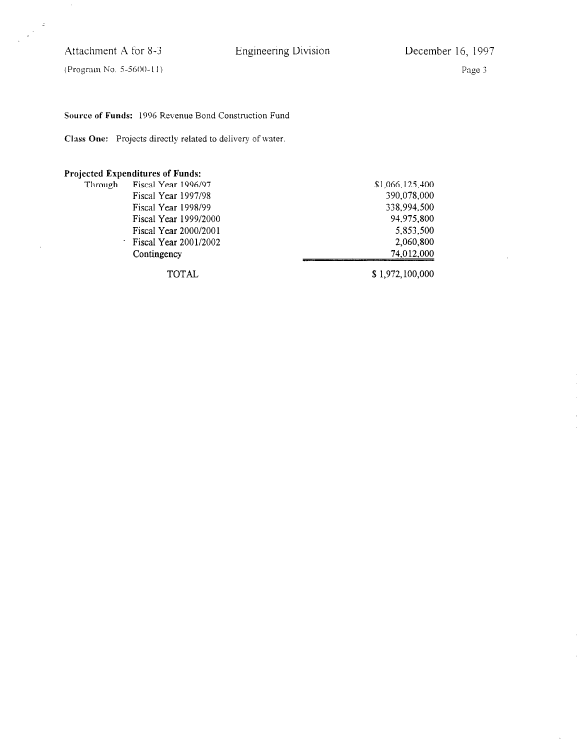Attachment A for 8-3 | Engineering Division | December 16, 1997

(Program No. 5-5600-11)

**Source of Funds:** 1996 Revenue Bond Construction Fund

**Class One:** Projects directly related to delivery of water.

**Projected Expenditures of Funds:**

| | | |
|---|---|---|
| Through | Fiscal Year 1996/97 | $1,066,125,400 |
| | Fiscal Year 1997/98 | 390,078,000 |
| | Fiscal Year 1998/99 | 338,994,500 |
| | Fiscal Year 1999/2000 | 94,975,800 |
| | Fiscal Year 2000/2001 | 5,853,500 |
| | Fiscal Year 2001/2002 | 2,060,800 |
| | Contingency | 74,012,000 |
| | TOTAL | $ 1,972,100,000 |